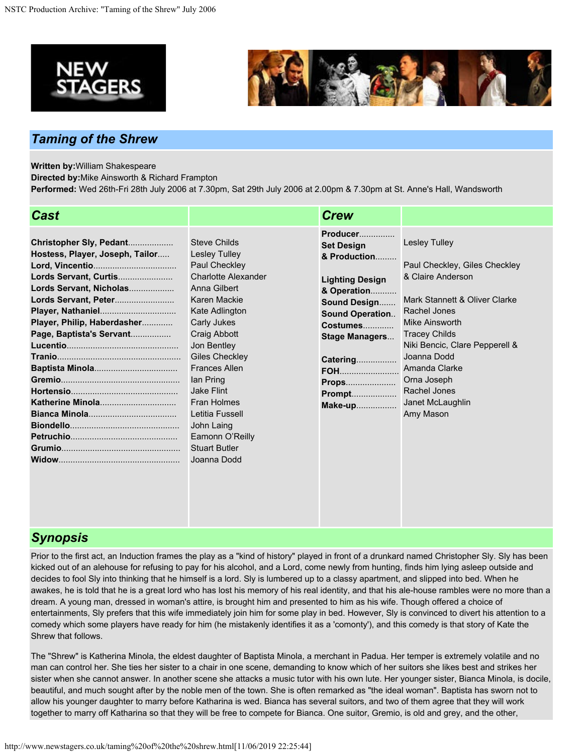## *Taming of the Shrew*

**Written by:** William Shakespeare
**Directed by:** Mike Ainsworth & Richard Frampton
**Performed:** Wed 26th-Fri 28th July 2006 at 7.30pm, Sat 29th July 2006 at 2.00pm & 7.30pm at St. Anne's Hall, Wandsworth

### *Cast*

| Role | Actor |
|---|---|
| **Christopher Sly, Pedant** | Steve Childs |
| **Hostess, Player, Joseph, Tailor** | Lesley Tulley |
| **Lord, Vincentio** | Paul Checkley |
| **Lords Servant, Curtis** | Charlotte Alexander |
| **Lords Servant, Nicholas** | Anna Gilbert |
| **Lords Servant, Peter** | Karen Mackie |
| **Player, Nathaniel** | Kate Adlington |
| **Player, Philip, Haberdasher** | Carly Jukes |
| **Page, Baptista's Servant** | Craig Abbott |
| **Lucentio** | Jon Bentley |
| **Tranio** | Giles Checkley |
| **Baptista Minola** | Frances Allen |
| **Gremio** | Ian Pring |
| **Hortensio** | Jake Flint |
| **Katherine Minola** | Fran Holmes |
| **Bianca Minola** | Letitia Fussell |
| **Biondello** | John Laing |
| **Petruchio** | Eamonn O'Reilly |
| **Grumio** | Stuart Butler |
| **Widow** | Joanna Dodd |

### *Crew*

| Role | Name |
|---|---|
| **Producer** | Lesley Tulley |
| **Set Design & Production** | Paul Checkley, Giles Checkley & Claire Anderson |
| **Lighting Design & Operation** | Mark Stannett & Oliver Clarke |
| **Sound Design** | Rachel Jones |
| **Sound Operation** | Mike Ainsworth |
| **Costumes** | Tracey Childs |
| **Stage Managers** | Niki Bencic, Clare Pepperell & Joanna Dodd |
| **Catering** | Amanda Clarke |
| **FOH** | Orna Joseph |
| **Props** | Rachel Jones |
| **Prompt** | Janet McLaughlin |
| **Make-up** | Amy Mason |

### *Synopsis*

Prior to the first act, an Induction frames the play as a "kind of history" played in front of a drunkard named Christopher Sly. Sly has been kicked out of an alehouse for refusing to pay for his alcohol, and a Lord, come newly from hunting, finds him lying asleep outside and decides to fool Sly into thinking that he himself is a lord. Sly is lumbered up to a classy apartment, and slipped into bed. When he awakes, he is told that he is a great lord who has lost his memory of his real identity, and that his ale-house rambles were no more than a dream. A young man, dressed in woman's attire, is brought him and presented to him as his wife. Though offered a choice of entertainments, Sly prefers that this wife immediately join him for some play in bed. However, Sly is convinced to divert his attention to a comedy which some players have ready for him (he mistakenly identifies it as a 'comonty'), and this comedy is that story of Kate the Shrew that follows.

The "Shrew" is Katherina Minola, the eldest daughter of Baptista Minola, a merchant in Padua. Her temper is extremely volatile and no man can control her. She ties her sister to a chair in one scene, demanding to know which of her suitors she likes best and strikes her sister when she cannot answer. In another scene she attacks a music tutor with his own lute. Her younger sister, Bianca Minola, is docile, beautiful, and much sought after by the noble men of the town. She is often remarked as "the ideal woman". Baptista has sworn not to allow his younger daughter to marry before Katharina is wed. Bianca has several suitors, and two of them agree that they will work together to marry off Katharina so that they will be free to compete for Bianca. One suitor, Gremio, is old and grey, and the other,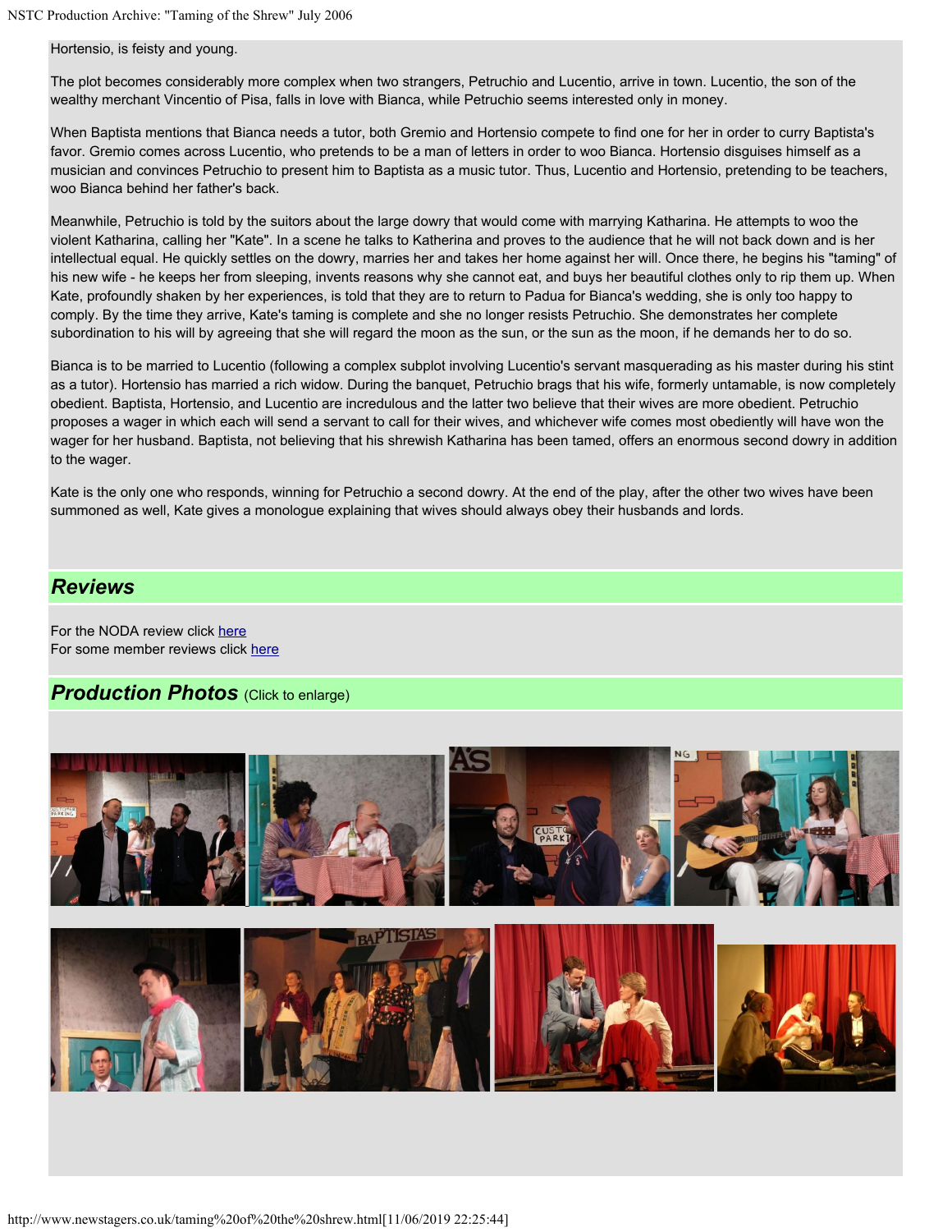Hortensio, is feisty and young.

The plot becomes considerably more complex when two strangers, Petruchio and Lucentio, arrive in town. Lucentio, the son of the wealthy merchant Vincentio of Pisa, falls in love with Bianca, while Petruchio seems interested only in money.

When Baptista mentions that Bianca needs a tutor, both Gremio and Hortensio compete to find one for her in order to curry Baptista's favor. Gremio comes across Lucentio, who pretends to be a man of letters in order to woo Bianca. Hortensio disguises himself as a musician and convinces Petruchio to present him to Baptista as a music tutor. Thus, Lucentio and Hortensio, pretending to be teachers, woo Bianca behind her father's back.

Meanwhile, Petruchio is told by the suitors about the large dowry that would come with marrying Katharina. He attempts to woo the violent Katharina, calling her "Kate". In a scene he talks to Katherina and proves to the audience that he will not back down and is her intellectual equal. He quickly settles on the dowry, marries her and takes her home against her will. Once there, he begins his "taming" of his new wife - he keeps her from sleeping, invents reasons why she cannot eat, and buys her beautiful clothes only to rip them up. When Kate, profoundly shaken by her experiences, is told that they are to return to Padua for Bianca's wedding, she is only too happy to comply. By the time they arrive, Kate's taming is complete and she no longer resists Petruchio. She demonstrates her complete subordination to his will by agreeing that she will regard the moon as the sun, or the sun as the moon, if he demands her to do so.

Bianca is to be married to Lucentio (following a complex subplot involving Lucentio's servant masquerading as his master during his stint as a tutor). Hortensio has married a rich widow. During the banquet, Petruchio brags that his wife, formerly untamable, is now completely obedient. Baptista, Hortensio, and Lucentio are incredulous and the latter two believe that their wives are more obedient. Petruchio proposes a wager in which each will send a servant to call for their wives, and whichever wife comes most obediently will have won the wager for her husband. Baptista, not believing that his shrewish Katharina has been tamed, offers an enormous second dowry in addition to the wager.

Kate is the only one who responds, winning for Petruchio a second dowry. At the end of the play, after the other two wives have been summoned as well, Kate gives a monologue explaining that wives should always obey their husbands and lords.

## *Reviews*

For the NODA review click here
For some member reviews click here

## *Production Photos* (Click to enlarge)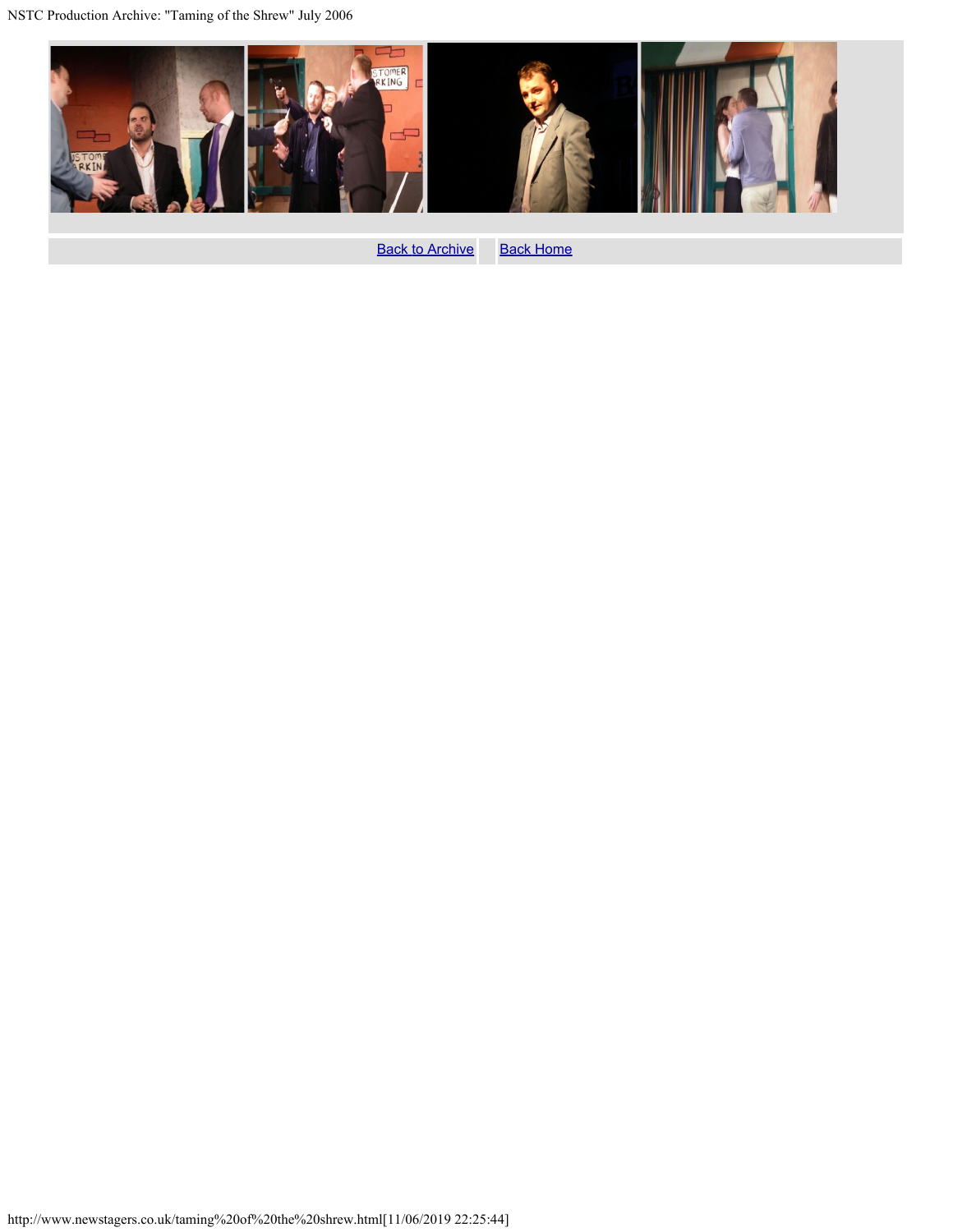Back to Archive Back Home